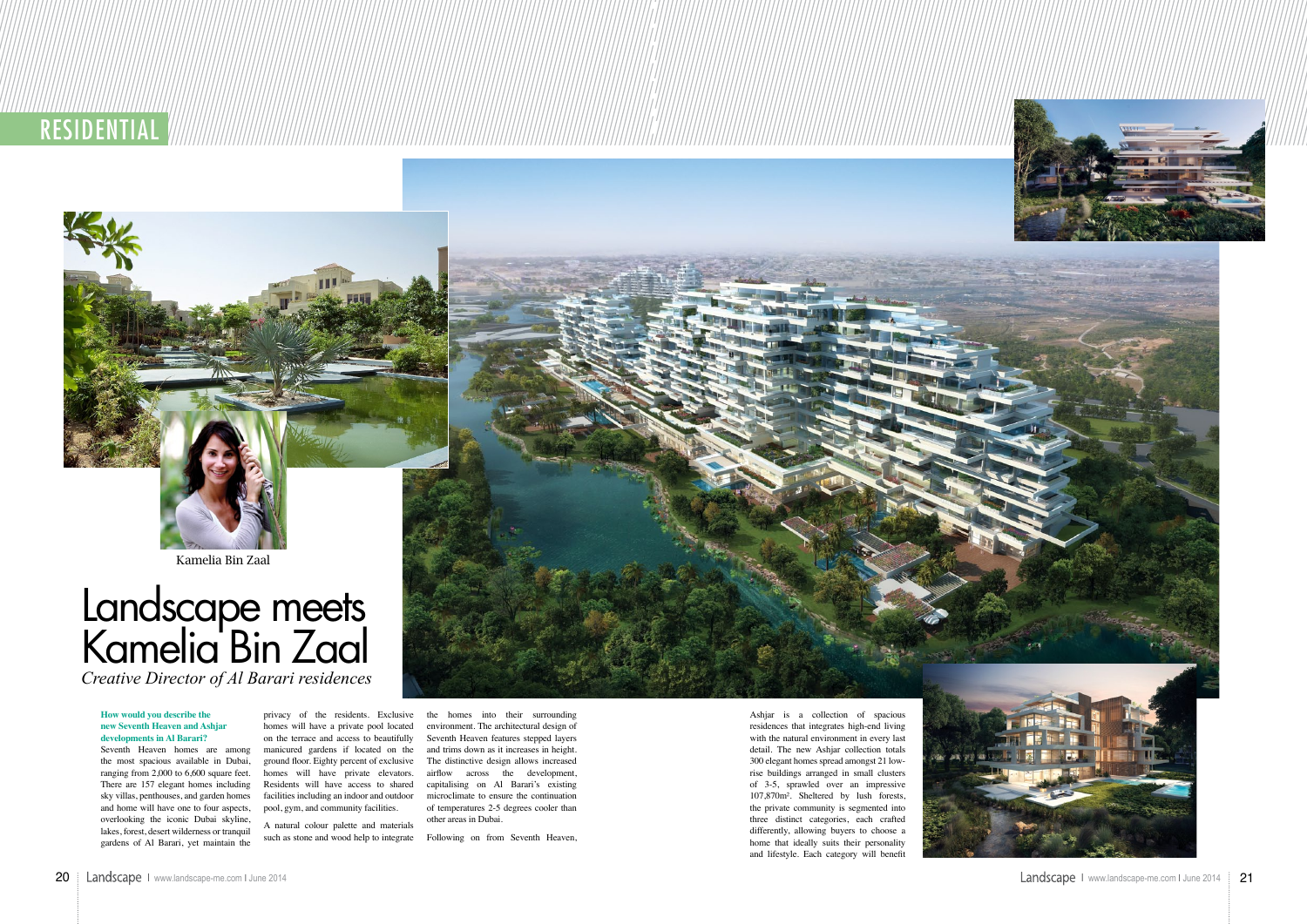RESIDENTIAL

Kamelia Bin Zaal

# Landscape meets Kamelia Bin Zaal

*Creative Director of Al Barari residences*

**How would you describe the new Seventh Heaven and Ashjar developments in Al Barari?**

Seventh Heaven homes are among the most spacious available in Dubai, ranging from 2,000 to 6,600 square feet. There are 157 elegant homes including sky villas, penthouses, and garden homes and home will have one to four aspects, overlooking the iconic Dubai skyline, lakes, forest, desert wilderness or tranquil gardens of Al Barari, yet maintain the privacy of the residents. Exclusive homes will have a private pool located on the terrace and access to beautifully manicured gardens if located on the ground floor. Eighty percent of exclusive homes will have private elevators. Residents will have access to shared facilities including an indoor and outdoor pool, gym, and community facilities.

A natural colour palette and materials such as stone and wood help to integrate the homes into their surrounding environment. The architectural design of Seventh Heaven features stepped layers and trims down as it increases in height. The distinctive design allows increased airflow across the development, capitalising on Al Barari's existing microclimate to ensure the continuation of temperatures 2-5 degrees cooler than other areas in Dubai.

Following on from Seventh Heaven, Ashjar is a collection of spacious residences that integrates high-end living with the natural environment in every last detail. The new Ashjar collection totals 300 elegant homes spread amongst 21 low-rise buildings arranged in small clusters of 3-5, sprawled over an impressive 107,870m². Sheltered by lush forests, the private community is segmented into three distinct categories, each crafted differently, allowing buyers to choose a home that ideally suits their personality and lifestyle. Each category will benefit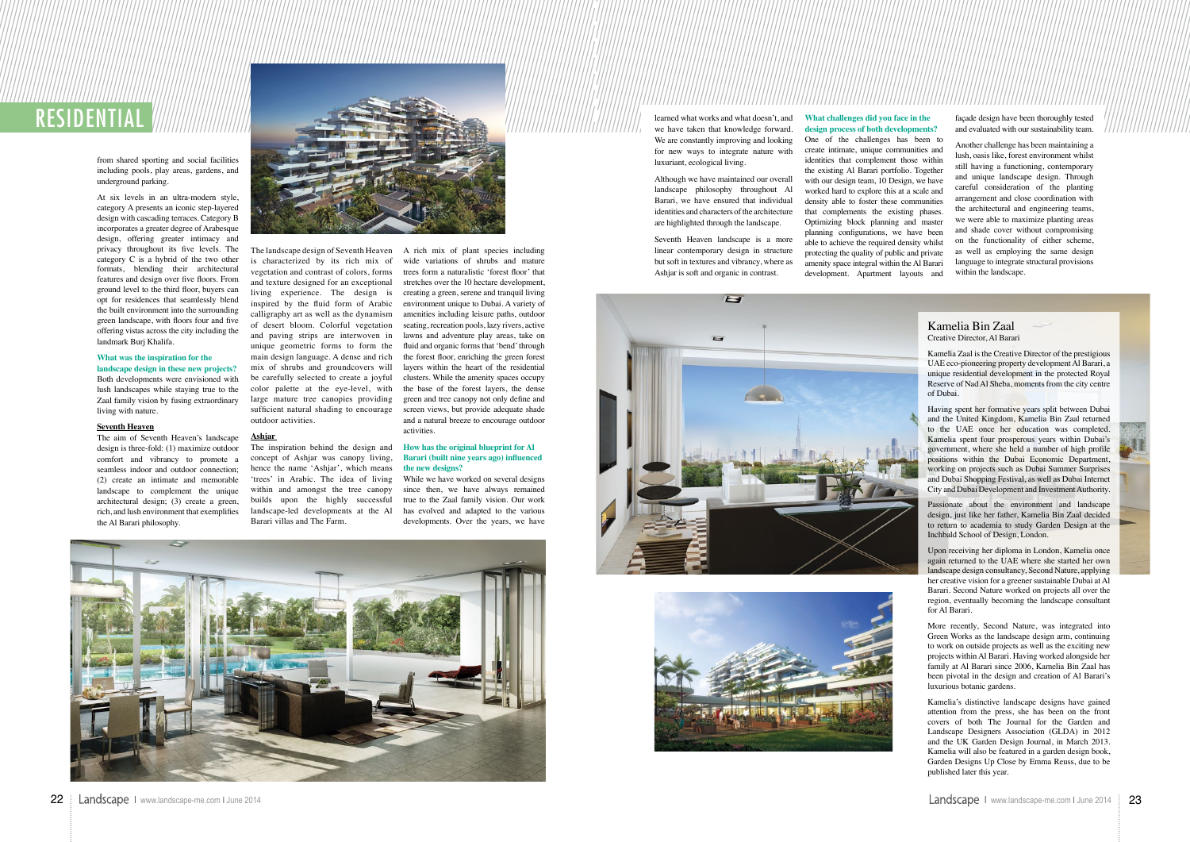# RESIDENTIAL

from shared sporting and social facilities including pools, play areas, gardens, and underground parking.

At six levels in an ultra-modern style, category A presents an iconic step-layered design with cascading terraces. Category B incorporates a greater degree of Arabesque design, offering greater intimacy and privacy throughout its five levels. The category C is a hybrid of the two other formats, blending their architectural features and design over five floors. From ground level to the third floor, buyers can opt for residences that seamlessly blend the built environment into the surrounding green landscape, with floors four and five offering vistas across the city including the landmark Burj Khalifa.

**What was the inspiration for the landscape design in these new projects?**
Both developments were envisioned with lush landscapes while staying true to the Zaal family vision by fusing extraordinary living with nature.

**Seventh Heaven**
The aim of Seventh Heaven's landscape design is three-fold: (1) maximize outdoor comfort and vibrancy to promote a seamless indoor and outdoor connection; (2) create an intimate and memorable landscape to complement the unique architectural design; (3) create a green, rich, and lush environment that exemplifies the Al Barari philosophy.

The landscape design of Seventh Heaven is characterized by its rich mix of vegetation and contrast of colors, forms and texture designed for an exceptional living experience. The design is inspired by the fluid form of Arabic calligraphy art as well as the dynamism of desert bloom. Colorful vegetation and paving strips are interwoven in unique geometric forms to form the main design language. A dense and rich mix of shrubs and groundcovers will be carefully selected to create a joyful color palette at the eye-level, with large mature tree canopies providing sufficient natural shading to encourage outdoor activities.

**Ashjar**
The inspiration behind the design and concept of Ashjar was canopy living, hence the name 'Ashjar', which means 'trees' in Arabic. The idea of living within and amongst the tree canopy builds upon the highly successful landscape-led developments at the Al Barari villas and The Farm.

A rich mix of plant species including wide variations of shrubs and mature trees form a naturalistic 'forest floor' that stretches over the 10 hectare development, creating a green, serene and tranquil living environment unique to Dubai. A variety of amenities including leisure paths, outdoor seating, recreation pools, lazy rivers, active lawns and adventure play areas, take on fluid and organic forms that 'bend' through the forest floor, enriching the green forest layers within the heart of the residential clusters. While the amenity spaces occupy the base of the forest layers, the dense green and tree canopy not only define and screen views, but provide adequate shade and a natural breeze to encourage outdoor activities.

**How has the original blueprint for Al Barari (built nine years ago) influenced the new designs?**
While we have worked on several designs since then, we have always remained true to the Zaal family vision. Our work has evolved and adapted to the various developments. Over the years, we have learned what works and what doesn't, and we have taken that knowledge forward. We are constantly improving and looking for new ways to integrate nature with luxuriant, ecological living.

Although we have maintained our overall landscape philosophy throughout Al Barari, we have ensured that individual identities and characters of the architecture are highlighted through the landscape.

Seventh Heaven landscape is a more linear contemporary design in structure but soft in textures and vibrancy, where as Ashjar is soft and organic in contrast.

**What challenges did you face in the design process of both developments?**
One of the challenges has been to create intimate, unique communities and identities that complement those within the existing Al Barari portfolio. Together with our design team, 10 Design, we have worked hard to explore this at a scale and density able to foster these communities that complements the existing phases. Optimizing block planning and master planning configurations, we have been able to achieve the required density whilst protecting the quality of public and private amenity space integral within the Al Barari development. Apartment layouts and façade design have been thoroughly tested and evaluated with our sustainability team.

Another challenge has been maintaining a lush, oasis like, forest environment whilst still having a functioning, contemporary and unique landscape design. Through careful consideration of the planting arrangement and close coordination with the architectural and engineering teams, we were able to maximize planting areas and shade cover without compromising on the functionality of either scheme, as well as employing the same design language to integrate structural provisions within the landscape.

## Kamelia Bin Zaal
Creative Director, Al Barari

Kamelia Zaal is the Creative Director of the prestigious UAE eco-pioneering property development Al Barari, a unique residential development in the protected Royal Reserve of Nad Al Sheba, moments from the city centre of Dubai.

Having spent her formative years split between Dubai and the United Kingdom, Kamelia Bin Zaal returned to the UAE once her education was completed. Kamelia spent four prosperous years within Dubai's government, where she held a number of high profile positions within the Dubai Economic Department, working on projects such as Dubai Summer Surprises and Dubai Shopping Festival, as well as Dubai Internet City and Dubai Development and Investment Authority.

Passionate about the environment and landscape design, just like her father, Kamelia Bin Zaal decided to return to academia to study Garden Design at the Inchbald School of Design, London.

Upon receiving her diploma in London, Kamelia once again returned to the UAE where she started her own landscape design consultancy, Second Nature, applying her creative vision for a greener sustainable Dubai at Al Barari. Second Nature worked on projects all over the region, eventually becoming the landscape consultant for Al Barari.

More recently, Second Nature, was integrated into Green Works as the landscape design arm, continuing to work on outside projects as well as the exciting new projects within Al Barari. Having worked alongside her family at Al Barari since 2006, Kamelia Bin Zaal has been pivotal in the design and creation of Al Barari's luxurious botanic gardens.

Kamelia's distinctive landscape designs have gained attention from the press, she has been on the front covers of both The Journal for the Garden and Landscape Designers Association (GLDA) in 2012 and the UK Garden Design Journal, in March 2013. Kamelia will also be featured in a garden design book, Garden Designs Up Close by Emma Reuss, due to be published later this year.